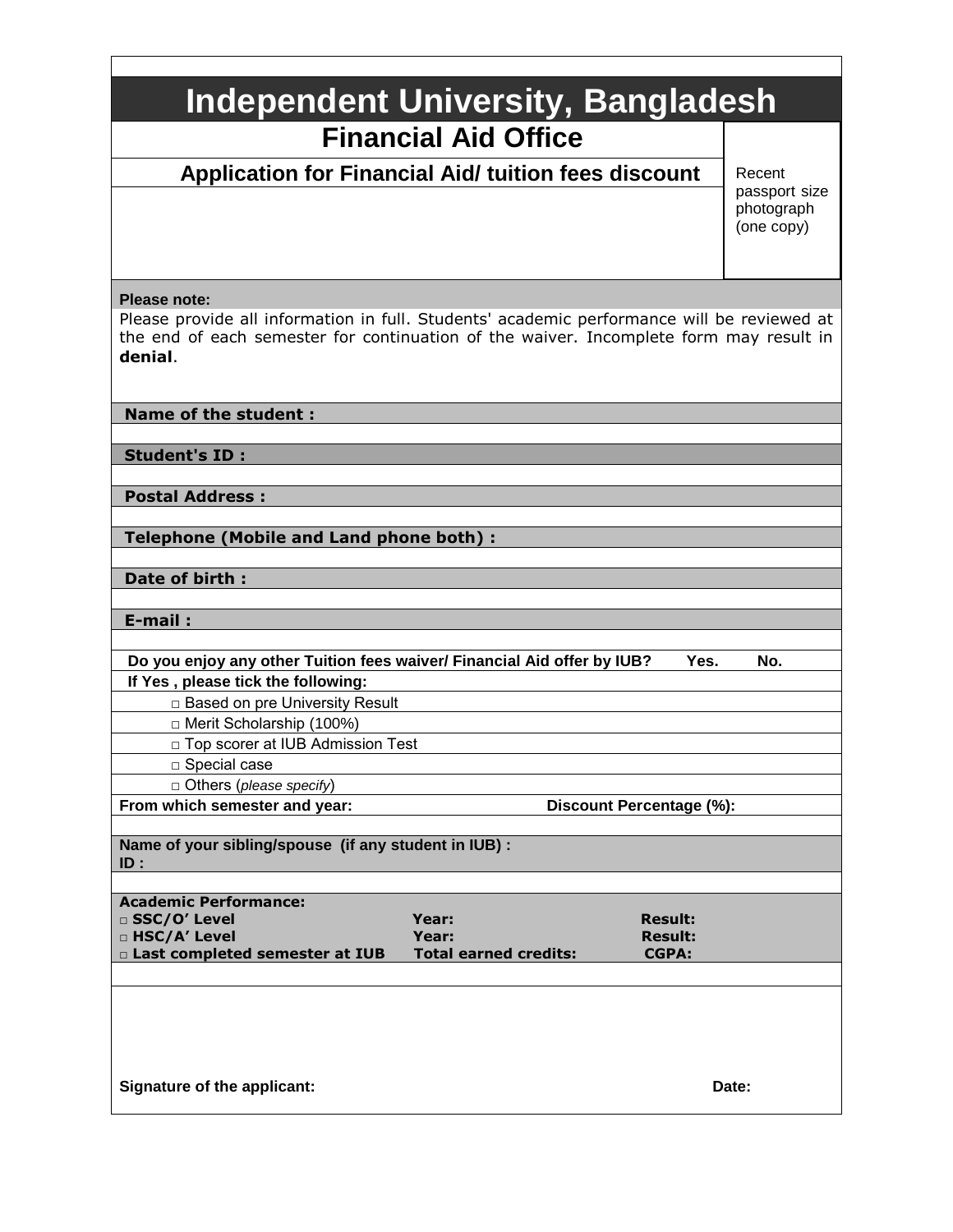# Independent University, Bangladesh

## Financial Aid Office

### Application for Financial Aid/ tuition fees discount

Recent passport size photograph (one copy)

**Please note:**

Please provide all information in full. Students' academic performance will be reviewed at the end of each semester for continuation of the waiver. Incomplete form may result in **denial**.

**Name of the student :**

**Student's ID :**

**Postal Address :**

**Telephone (Mobile and Land phone both) :**

**Date of birth :**

**E-mail :**

**Do you enjoy any other Tuition fees waiver/ Financial Aid offer by IUB? Yes. No.**

**If Yes , please tick the following:**

- □ Based on pre University Result
- □ Merit Scholarship (100%)
- □ Top scorer at IUB Admission Test
- □ Special case
- □ Others (*please specify*)

**From which semester and year:** **Discount Percentage (%):**

**Name of your sibling/spouse (if any student in IUB) :**
**ID :**

**Academic Performance:**

| | | |
|---|---|---|
| **□ SSC/O' Level** | **Year:** | **Result:** |
| **□ HSC/A' Level** | **Year:** | **Result:** |
| **□ Last completed semester at IUB** | **Total earned credits:** | **CGPA:** |

**Signature of the applicant:** **Date:**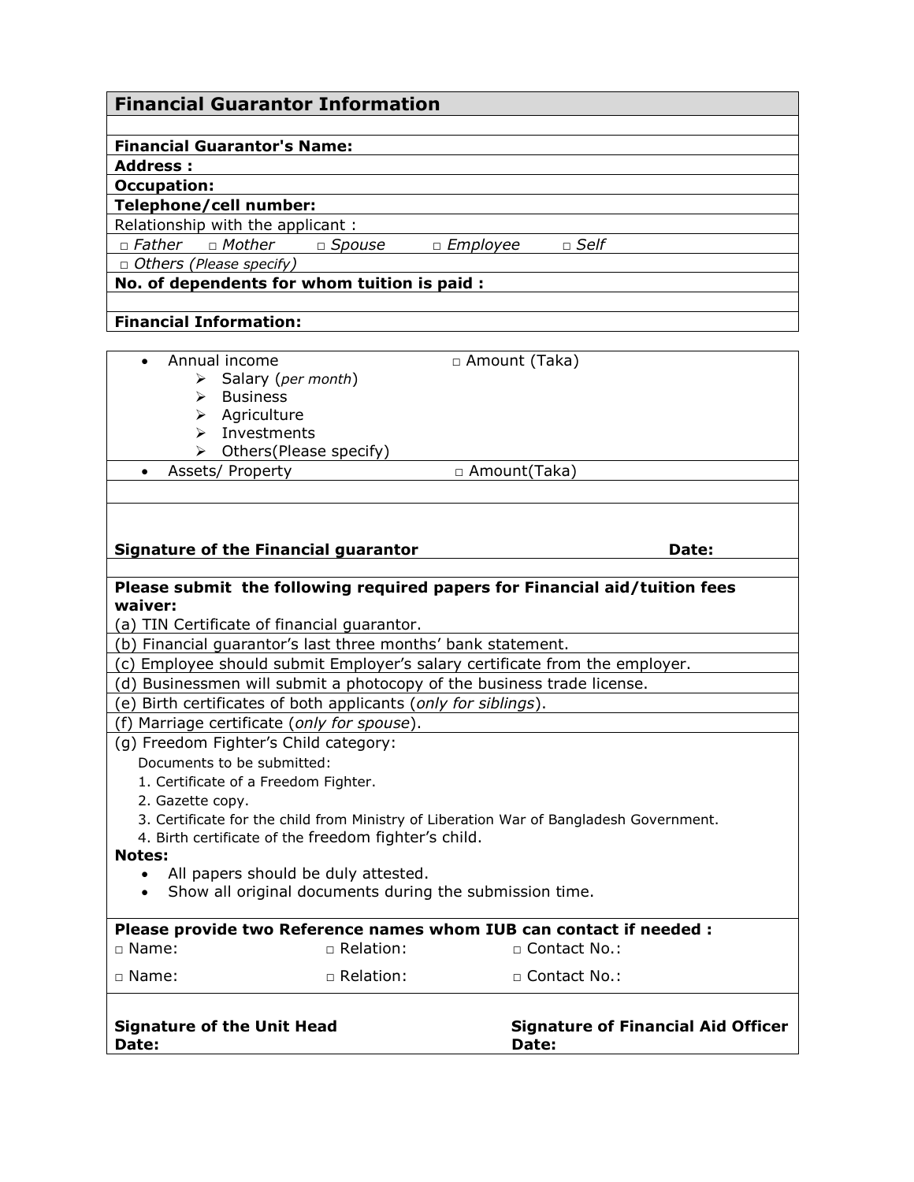## Financial Guarantor Information

**Financial Guarantor's Name:**

**Address :**

**Occupation:**

**Telephone/cell number:**

Relationship with the applicant :

□ *Father* □ *Mother* □ *Spouse* □ *Employee* □ *Self*

□ *Others (Please specify)*

**No. of dependents for whom tuition is paid :**

**Financial Information:**

| | |
|---|---|
| • Annual income<br>➢ Salary (*per month*)<br>➢ Business<br>➢ Agriculture<br>➢ Investments<br>➢ Others(Please specify) | □ Amount (Taka) |
| • Assets/ Property | □ Amount(Taka) |

**Signature of the Financial guarantor** **Date:**

**Please submit the following required papers for Financial aid/tuition fees waiver:**

(a) TIN Certificate of financial guarantor.

(b) Financial guarantor's last three months' bank statement.

(c) Employee should submit Employer's salary certificate from the employer.

(d) Businessmen will submit a photocopy of the business trade license.

(e) Birth certificates of both applicants (*only for siblings*).

(f) Marriage certificate (*only for spouse*).

(g) Freedom Fighter's Child category:

Documents to be submitted:

1. Certificate of a Freedom Fighter.
2. Gazette copy.
3. Certificate for the child from Ministry of Liberation War of Bangladesh Government.
4. Birth certificate of the freedom fighter's child.

**Notes:**

- All papers should be duly attested.
- Show all original documents during the submission time.

**Please provide two Reference names whom IUB can contact if needed :**

| | | |
|---|---|---|
| □ Name: | □ Relation: | □ Contact No.: |
| □ Name: | □ Relation: | □ Contact No.: |

**Signature of the Unit Head**
**Date:**

**Signature of Financial Aid Officer**
**Date:**